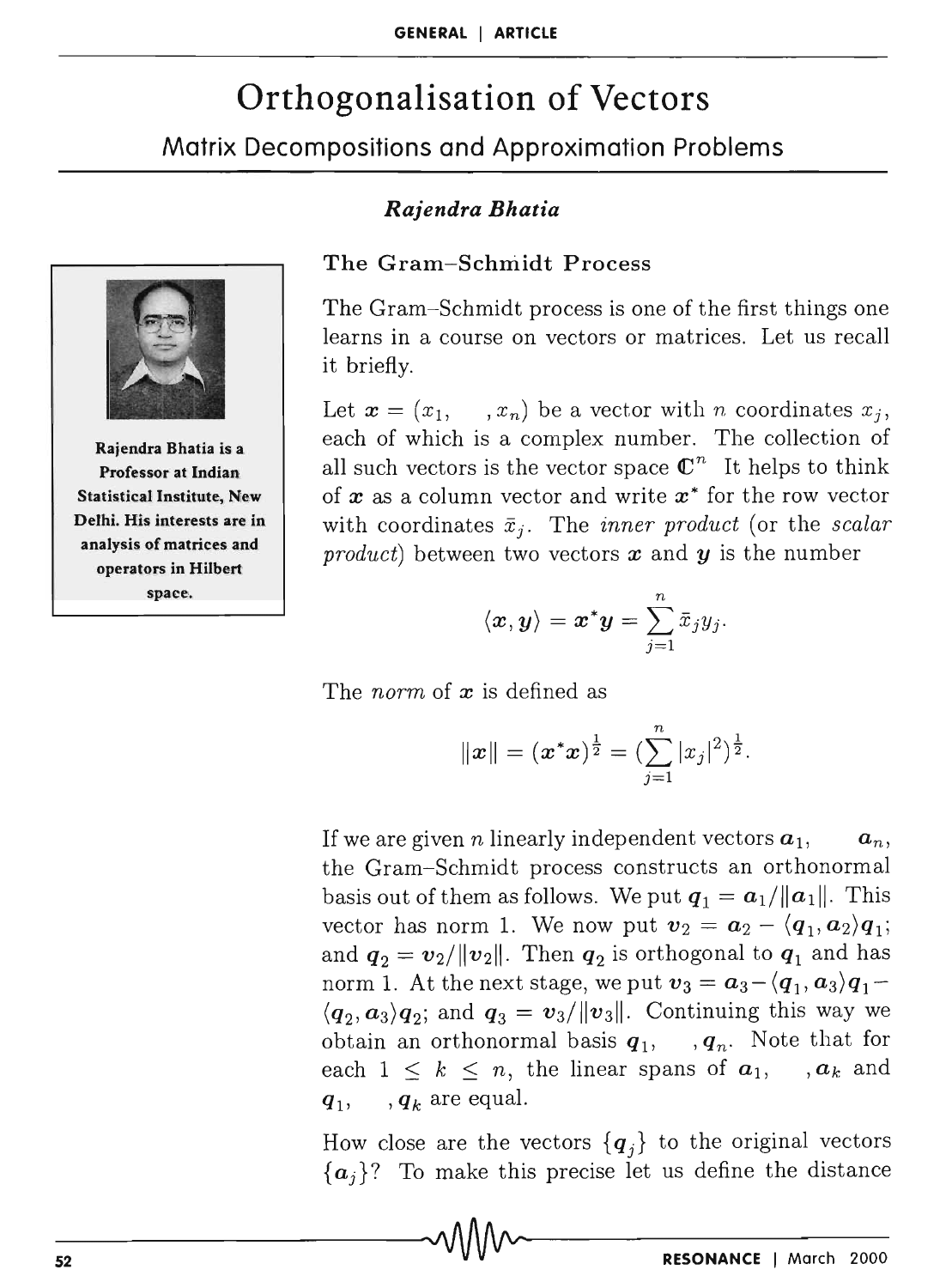# Orthogonalisation of Vectors

## Matrix Decompositions and Approximation Problems

***Rajendra Bhatia***

Rajendra Bhatia is a Professor at Indian Statistical Institute, New Delhi. His interests are in analysis of matrices and operators in Hilbert space.

### The Gram–Schmidt Process

The Gram–Schmidt process is one of the first things one learns in a course on vectors or matrices. Let us recall it briefly.

Let $\boldsymbol{x} = (x_1, \quad , x_n)$ be a vector with $n$ coordinates $x_j$, each of which is a complex number. The collection of all such vectors is the vector space $\mathbb{C}^n$ It helps to think of $\boldsymbol{x}$ as a column vector and write $\boldsymbol{x}^*$ for the row vector with coordinates $\bar{x}_j$. The *inner product* (or the *scalar product*) between two vectors $\boldsymbol{x}$ and $\boldsymbol{y}$ is the number

$$\langle \boldsymbol{x}, \boldsymbol{y} \rangle = \boldsymbol{x}^* \boldsymbol{y} = \sum_{j=1}^{n} \bar{x}_j y_j.$$

The *norm* of $\boldsymbol{x}$ is defined as

$$\|\boldsymbol{x}\| = (\boldsymbol{x}^* \boldsymbol{x})^{\frac{1}{2}} = (\sum_{j=1}^{n} |x_j|^2)^{\frac{1}{2}}.$$

If we are given $n$ linearly independent vectors $\boldsymbol{a}_1, \quad \boldsymbol{a}_n$, the Gram–Schmidt process constructs an orthonormal basis out of them as follows. We put $\boldsymbol{q}_1 = \boldsymbol{a}_1/\|\boldsymbol{a}_1\|$. This vector has norm 1. We now put $\boldsymbol{v}_2 = \boldsymbol{a}_2 - \langle \boldsymbol{q}_1, \boldsymbol{a}_2 \rangle \boldsymbol{q}_1$; and $\boldsymbol{q}_2 = \boldsymbol{v}_2/\|\boldsymbol{v}_2\|$. Then $\boldsymbol{q}_2$ is orthogonal to $\boldsymbol{q}_1$ and has norm 1. At the next stage, we put $\boldsymbol{v}_3 = \boldsymbol{a}_3 - \langle \boldsymbol{q}_1, \boldsymbol{a}_3 \rangle \boldsymbol{q}_1 - \langle \boldsymbol{q}_2, \boldsymbol{a}_3 \rangle \boldsymbol{q}_2$; and $\boldsymbol{q}_3 = \boldsymbol{v}_3/\|\boldsymbol{v}_3\|$. Continuing this way we obtain an orthonormal basis $\boldsymbol{q}_1, \quad , \boldsymbol{q}_n$. Note that for each $1 \leq k \leq n$, the linear spans of $\boldsymbol{a}_1, \quad , \boldsymbol{a}_k$ and $\boldsymbol{q}_1, \quad , \boldsymbol{q}_k$ are equal.

How close are the vectors $\{\boldsymbol{q}_j\}$ to the original vectors $\{\boldsymbol{a}_j\}$? To make this precise let us define the distance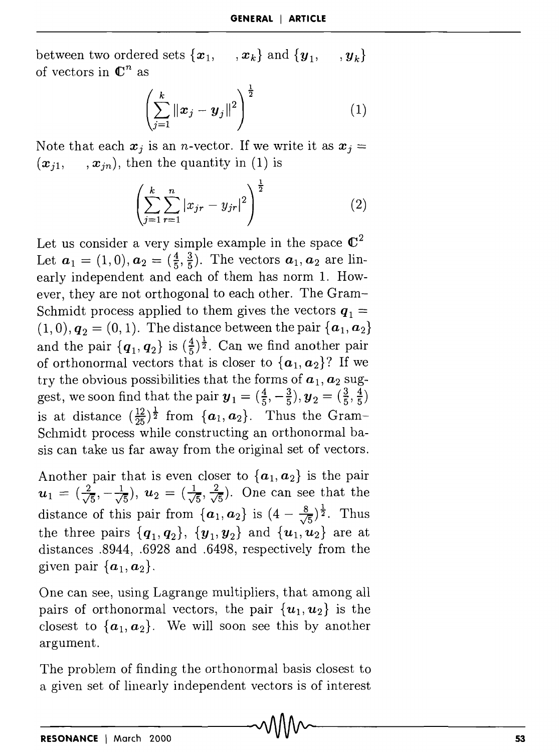between two ordered sets $\{x_1, \quad , x_k\}$ and $\{y_1, \quad , y_k\}$ of vectors in $\mathbb{C}^n$ as

$$\left(\sum_{j=1}^{k} \|x_j - y_j\|^2\right)^{\frac{1}{2}} \tag{1}$$

Note that each $x_j$ is an $n$-vector. If we write it as $x_j = (x_{j1}, \quad , x_{jn})$, then the quantity in (1) is

$$\left(\sum_{j=1}^{k}\sum_{r=1}^{n} |x_{jr} - y_{jr}|^2\right)^{\frac{1}{2}} \tag{2}$$

Let us consider a very simple example in the space $\mathbb{C}^2$ Let $a_1 = (1, 0), a_2 = (\frac{4}{5}, \frac{3}{5})$. The vectors $a_1, a_2$ are linearly independent and each of them has norm 1. However, they are not orthogonal to each other. The Gram–Schmidt process applied to them gives the vectors $q_1 = (1, 0), q_2 = (0, 1)$. The distance between the pair $\{a_1, a_2\}$ and the pair $\{q_1, q_2\}$ is $(\frac{4}{5})^{\frac{1}{2}}$. Can we find another pair of orthonormal vectors that is closer to $\{a_1, a_2\}$? If we try the obvious possibilities that the forms of $a_1, a_2$ suggest, we soon find that the pair $y_1 = (\frac{4}{5}, -\frac{3}{5}), y_2 = (\frac{3}{5}, \frac{4}{5})$ is at distance $(\frac{12}{25})^{\frac{1}{2}}$ from $\{a_1, a_2\}$. Thus the Gram–Schmidt process while constructing an orthonormal basis can take us far away from the original set of vectors.

Another pair that is even closer to $\{a_1, a_2\}$ is the pair $u_1 = (\frac{2}{\sqrt{5}}, -\frac{1}{\sqrt{5}})$, $u_2 = (\frac{1}{\sqrt{5}}, \frac{2}{\sqrt{5}})$. One can see that the distance of this pair from $\{a_1, a_2\}$ is $(4 - \frac{8}{\sqrt{5}})^{\frac{1}{2}}$. Thus the three pairs $\{q_1, q_2\}$, $\{y_1, y_2\}$ and $\{u_1, u_2\}$ are at distances .8944, .6928 and .6498, respectively from the given pair $\{a_1, a_2\}$.

One can see, using Lagrange multipliers, that among all pairs of orthonormal vectors, the pair $\{u_1, u_2\}$ is the closest to $\{a_1, a_2\}$. We will soon see this by another argument.

The problem of finding the orthonormal basis closest to a given set of linearly independent vectors is of interest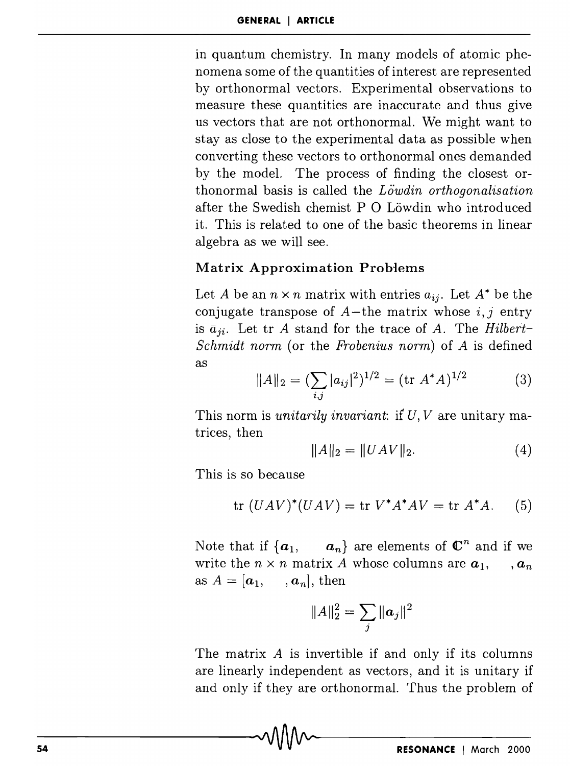in quantum chemistry. In many models of atomic phenomena some of the quantities of interest are represented by orthonormal vectors. Experimental observations to measure these quantities are inaccurate and thus give us vectors that are not orthonormal. We might want to stay as close to the experimental data as possible when converting these vectors to orthonormal ones demanded by the model. The process of finding the closest orthonormal basis is called the *Löwdin orthogonalisation* after the Swedish chemist P O Löwdin who introduced it. This is related to one of the basic theorems in linear algebra as we will see.

### Matrix Approximation Problems

Let $A$ be an $n \times n$ matrix with entries $a_{ij}$. Let $A^*$ be the conjugate transpose of $A$–the matrix whose $i, j$ entry is $\bar{a}_{ji}$. Let tr $A$ stand for the trace of $A$. The *Hilbert-Schmidt norm* (or the *Frobenius norm*) of $A$ is defined as

$$\|A\|_2 = \left(\sum_{i,j} |a_{ij}|^2\right)^{1/2} = (\text{tr } A^*A)^{1/2} \tag{3}$$

This norm is *unitarily invariant*: if $U, V$ are unitary matrices, then

$$\|A\|_2 = \|UAV\|_2. \tag{4}$$

This is so because

$$\text{tr } (UAV)^*(UAV) = \text{tr } V^*A^*AV = \text{tr } A^*A. \tag{5}$$

Note that if $\{\boldsymbol{a}_1, \quad \boldsymbol{a}_n\}$ are elements of $\mathbb{C}^n$ and if we write the $n \times n$ matrix $A$ whose columns are $\boldsymbol{a}_1, \quad , \boldsymbol{a}_n$ as $A = [\boldsymbol{a}_1, \quad , \boldsymbol{a}_n]$, then

$$\|A\|_2^2 = \sum_j \|\boldsymbol{a}_j\|^2$$

The matrix $A$ is invertible if and only if its columns are linearly independent as vectors, and it is unitary if and only if they are orthonormal. Thus the problem of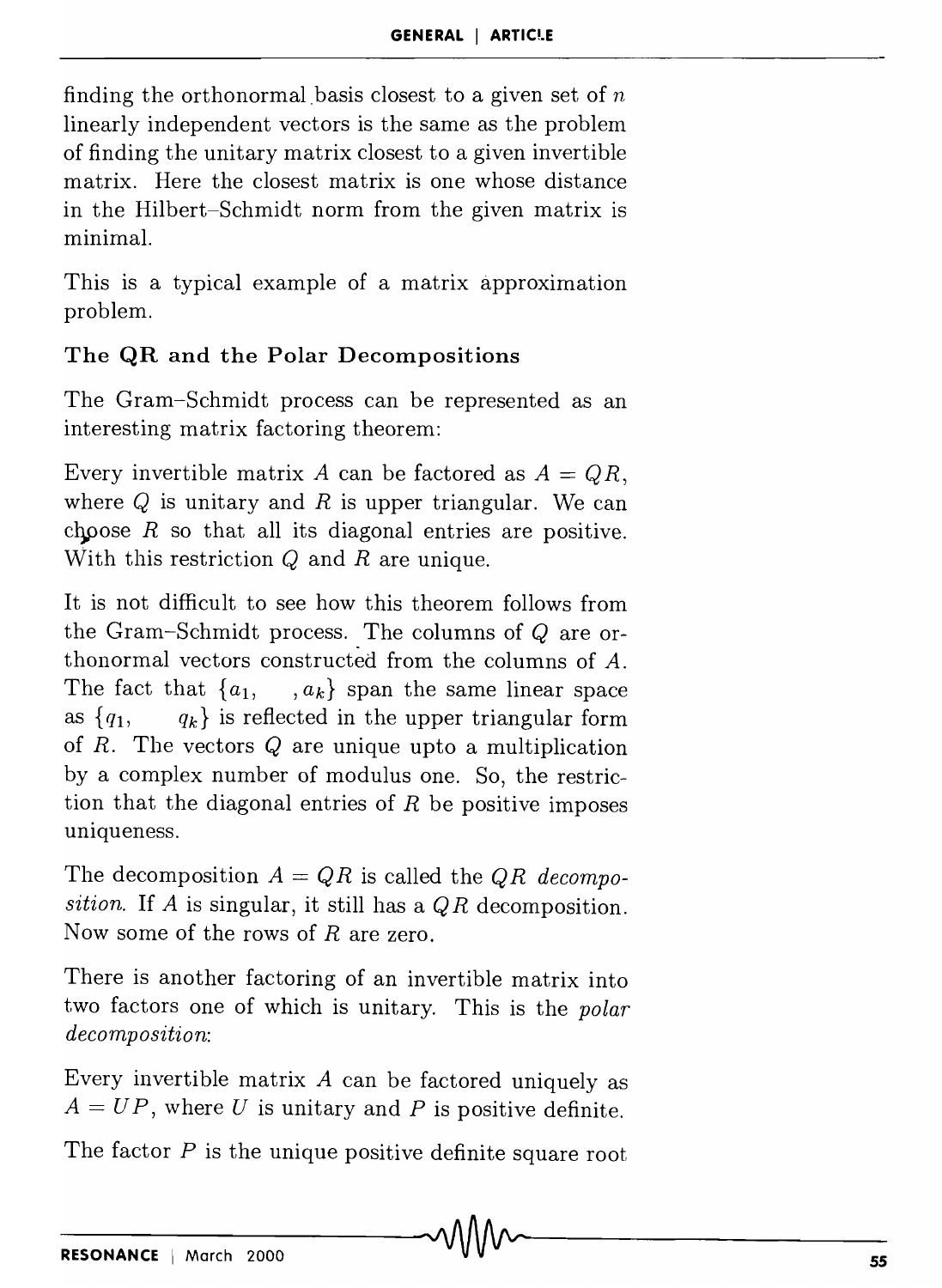finding the orthonormal basis closest to a given set of $n$ linearly independent vectors is the same as the problem of finding the unitary matrix closest to a given invertible matrix. Here the closest matrix is one whose distance in the Hilbert–Schmidt norm from the given matrix is minimal.

This is a typical example of a matrix approximation problem.

### The QR and the Polar Decompositions

The Gram–Schmidt process can be represented as an interesting matrix factoring theorem:

Every invertible matrix $A$ can be factored as $A = QR$, where $Q$ is unitary and $R$ is upper triangular. We can choose $R$ so that all its diagonal entries are positive. With this restriction $Q$ and $R$ are unique.

It is not difficult to see how this theorem follows from the Gram–Schmidt process. The columns of $Q$ are orthonormal vectors constructed from the columns of $A$. The fact that $\{a_1, \quad, a_k\}$ span the same linear space as $\{q_1, \quad q_k\}$ is reflected in the upper triangular form of $R$. The vectors $Q$ are unique upto a multiplication by a complex number of modulus one. So, the restriction that the diagonal entries of $R$ be positive imposes uniqueness.

The decomposition $A = QR$ is called the *QR decomposition*. If $A$ is singular, it still has a $QR$ decomposition. Now some of the rows of $R$ are zero.

There is another factoring of an invertible matrix into two factors one of which is unitary. This is the *polar decomposition*:

Every invertible matrix $A$ can be factored uniquely as $A = UP$, where $U$ is unitary and $P$ is positive definite.

The factor $P$ is the unique positive definite square root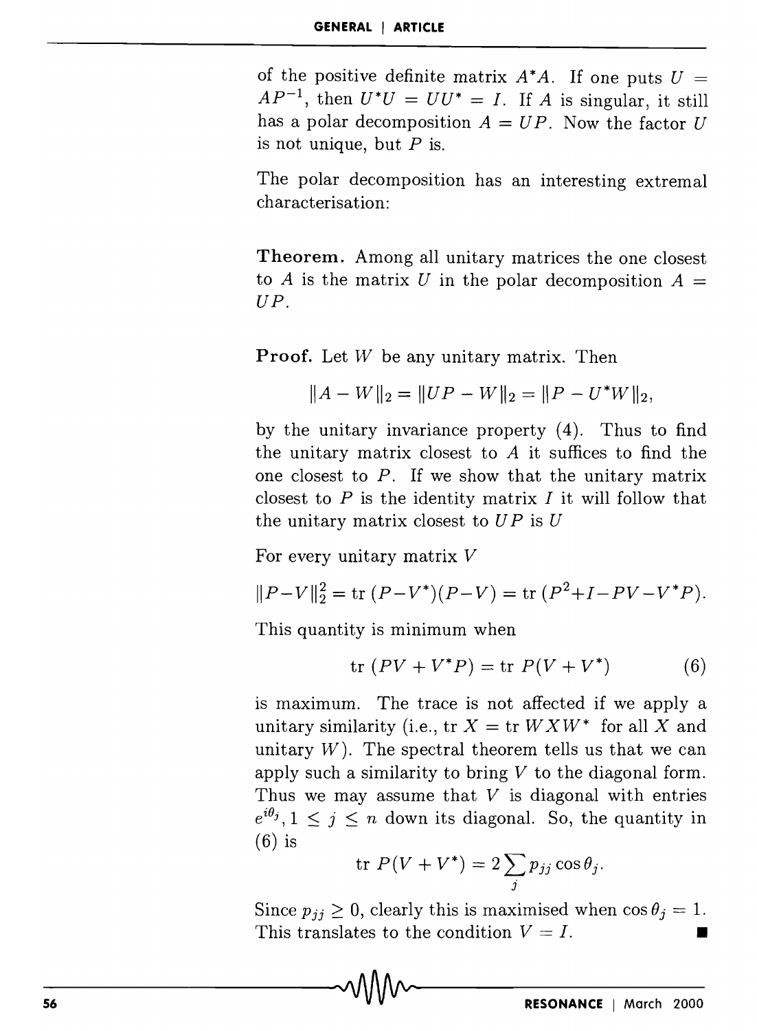of the positive definite matrix $A^*A$. If one puts $U = AP^{-1}$, then $U^*U = UU^* = I$. If $A$ is singular, it still has a polar decomposition $A = UP$. Now the factor $U$ is not unique, but $P$ is.

The polar decomposition has an interesting extremal characterisation:

**Theorem.** Among all unitary matrices the one closest to $A$ is the matrix $U$ in the polar decomposition $A = UP$.

**Proof.** Let $W$ be any unitary matrix. Then

$$\|A - W\|_2 = \|UP - W\|_2 = \|P - U^*W\|_2,$$

by the unitary invariance property (4). Thus to find the unitary matrix closest to $A$ it suffices to find the one closest to $P$. If we show that the unitary matrix closest to $P$ is the identity matrix $I$ it will follow that the unitary matrix closest to $UP$ is $U$

For every unitary matrix $V$

$$\|P-V\|_2^2 = \text{tr}\,(P-V^*)(P-V) = \text{tr}\,(P^2+I-PV-V^*P).$$

This quantity is minimum when

$$\text{tr}\,(PV + V^*P) = \text{tr}\,P(V + V^*) \tag{6}$$

is maximum. The trace is not affected if we apply a unitary similarity (i.e., tr $X$ = tr $WXW^*$ for all $X$ and unitary $W$). The spectral theorem tells us that we can apply such a similarity to bring $V$ to the diagonal form. Thus we may assume that $V$ is diagonal with entries $e^{i\theta_j}, 1 \leq j \leq n$ down its diagonal. So, the quantity in (6) is

$$\text{tr}\,P(V + V^*) = 2\sum_j p_{jj}\cos\theta_j.$$

Since $p_{jj} \geq 0$, clearly this is maximised when $\cos\theta_j = 1$. This translates to the condition $V = I$. ■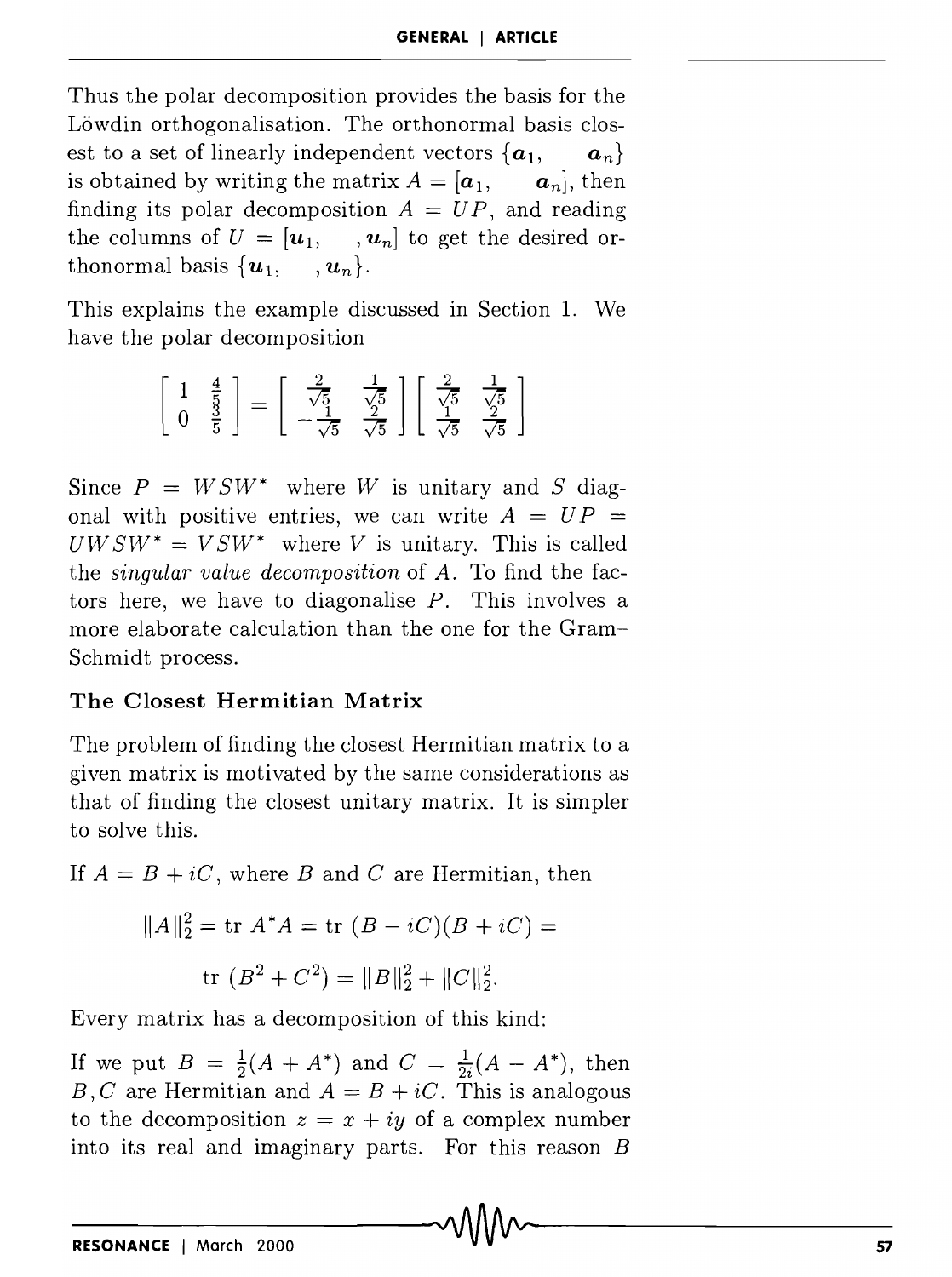Thus the polar decomposition provides the basis for the Löwdin orthogonalisation. The orthonormal basis closest to a set of linearly independent vectors $\{\boldsymbol{a}_1, \quad \boldsymbol{a}_n\}$ is obtained by writing the matrix $A = [\boldsymbol{a}_1, \quad \boldsymbol{a}_n]$, then finding its polar decomposition $A = UP$, and reading the columns of $U = [\boldsymbol{u}_1, \quad, \boldsymbol{u}_n]$ to get the desired orthonormal basis $\{\boldsymbol{u}_1, \quad, \boldsymbol{u}_n\}$.

This explains the example discussed in Section 1. We have the polar decomposition

$$\begin{bmatrix} 1 & \frac{4}{5} \\ 0 & \frac{3}{5} \end{bmatrix} = \begin{bmatrix} \frac{2}{\sqrt{5}} & \frac{1}{\sqrt{5}} \\ -\frac{1}{\sqrt{5}} & \frac{2}{\sqrt{5}} \end{bmatrix} \begin{bmatrix} \frac{2}{\sqrt{5}} & \frac{1}{\sqrt{5}} \\ \frac{1}{\sqrt{5}} & \frac{2}{\sqrt{5}} \end{bmatrix}$$

Since $P = WSW^*$ where $W$ is unitary and $S$ diagonal with positive entries, we can write $A = UP = UWSW^* = VSW^*$ where $V$ is unitary. This is called the *singular value decomposition* of $A$. To find the factors here, we have to diagonalise $P$. This involves a more elaborate calculation than the one for the Gram–Schmidt process.

### The Closest Hermitian Matrix

The problem of finding the closest Hermitian matrix to a given matrix is motivated by the same considerations as that of finding the closest unitary matrix. It is simpler to solve this.

If $A = B + iC$, where $B$ and $C$ are Hermitian, then

$$\|A\|_2^2 = \text{tr } A^*A = \text{tr } (B - iC)(B + iC) =$$

$$\text{tr } (B^2 + C^2) = \|B\|_2^2 + \|C\|_2^2.$$

Every matrix has a decomposition of this kind:

If we put $B = \frac{1}{2}(A + A^*)$ and $C = \frac{1}{2i}(A - A^*)$, then $B, C$ are Hermitian and $A = B + iC$. This is analogous to the decomposition $z = x + iy$ of a complex number into its real and imaginary parts. For this reason $B$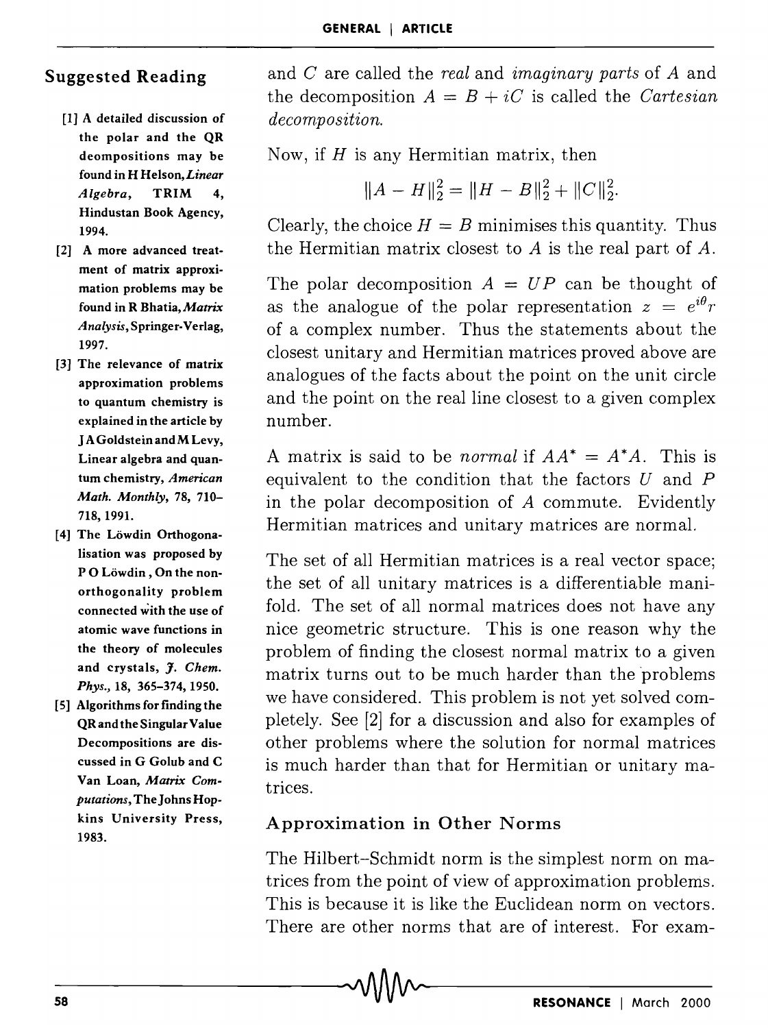and $C$ are called the *real* and *imaginary parts* of $A$ and the decomposition $A = B + iC$ is called the *Cartesian decomposition*.

Now, if $H$ is any Hermitian matrix, then

$$\|A - H\|_2^2 = \|H - B\|_2^2 + \|C\|_2^2.$$

Clearly, the choice $H = B$ minimises this quantity. Thus the Hermitian matrix closest to $A$ is the real part of $A$.

The polar decomposition $A = UP$ can be thought of as the analogue of the polar representation $z = e^{i\theta}r$ of a complex number. Thus the statements about the closest unitary and Hermitian matrices proved above are analogues of the facts about the point on the unit circle and the point on the real line closest to a given complex number.

A matrix is said to be *normal* if $AA^* = A^*A$. This is equivalent to the condition that the factors $U$ and $P$ in the polar decomposition of $A$ commute. Evidently Hermitian matrices and unitary matrices are normal.

The set of all Hermitian matrices is a real vector space; the set of all unitary matrices is a differentiable manifold. The set of all normal matrices does not have any nice geometric structure. This is one reason why the problem of finding the closest normal matrix to a given matrix turns out to be much harder than the problems we have considered. This problem is not yet solved completely. See [2] for a discussion and also for examples of other problems where the solution for normal matrices is much harder than that for Hermitian or unitary matrices.

## Approximation in Other Norms

The Hilbert–Schmidt norm is the simplest norm on matrices from the point of view of approximation problems. This is because it is like the Euclidean norm on vectors. There are other norms that are of interest. For exam-

## Suggested Reading

[1] A detailed discussion of the polar and the QR deompositions may be found in H Helson, *Linear Algebra*, TRIM 4, Hindustan Book Agency, 1994.

[2] A more advanced treatment of matrix approximation problems may be found in R Bhatia, *Matrix Analysis*, Springer-Verlag, 1997.

[3] The relevance of matrix approximation problems to quantum chemistry is explained in the article by J A Goldstein and M Levy, Linear algebra and quantum chemistry, *American Math. Monthly*, 78, 710–718, 1991.

[4] The Löwdin Orthogonalisation was proposed by P O Löwdin, On the non-orthogonality problem connected with the use of atomic wave functions in the theory of molecules and crystals, *J. Chem. Phys.*, 18, 365–374, 1950.

[5] Algorithms for finding the QR and the Singular Value Decompositions are discussed in G Golub and C Van Loan, *Matrix Computations*, The Johns Hopkins University Press, 1983.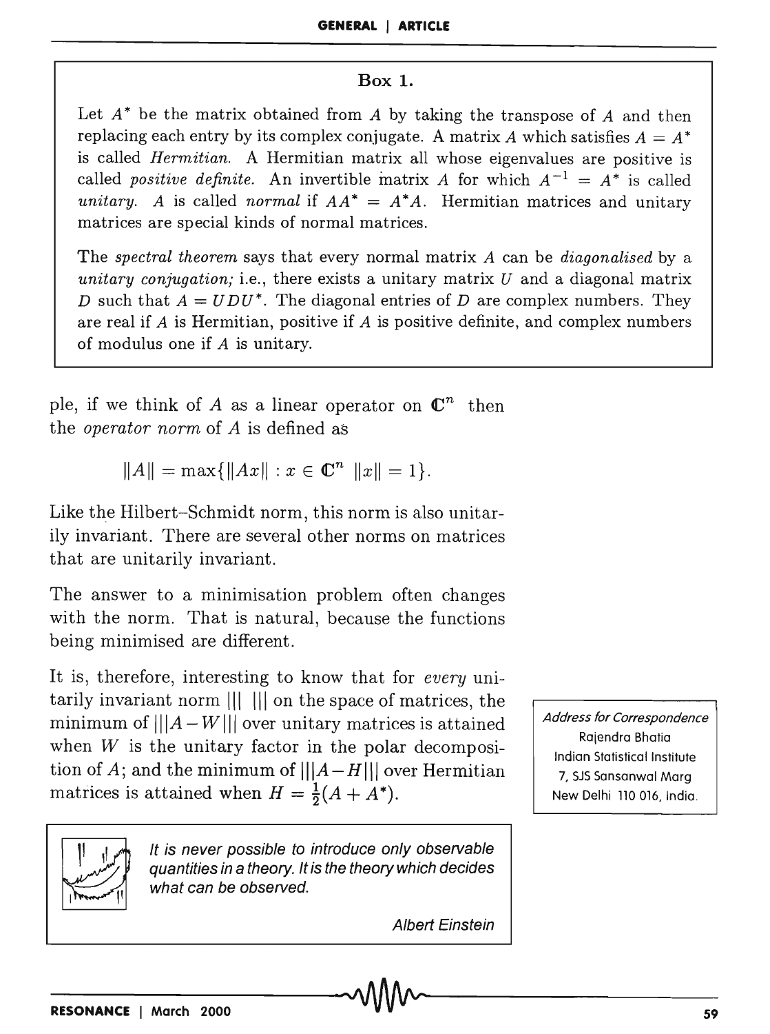**Box 1.**

Let $A^*$ be the matrix obtained from $A$ by taking the transpose of $A$ and then replacing each entry by its complex conjugate. A matrix $A$ which satisfies $A = A^*$ is called *Hermitian*. A Hermitian matrix all whose eigenvalues are positive is called *positive definite*. An invertible matrix $A$ for which $A^{-1} = A^*$ is called *unitary*. $A$ is called *normal* if $AA^* = A^*A$. Hermitian matrices and unitary matrices are special kinds of normal matrices.

The *spectral theorem* says that every normal matrix $A$ can be *diagonalised* by a *unitary conjugation;* i.e., there exists a unitary matrix $U$ and a diagonal matrix $D$ such that $A = UDU^*$. The diagonal entries of $D$ are complex numbers. They are real if $A$ is Hermitian, positive if $A$ is positive definite, and complex numbers of modulus one if $A$ is unitary.

ple, if we think of $A$ as a linear operator on $\mathbb{C}^n$ then the *operator norm* of $A$ is defined as

$$\|A\| = \max\{\|Ax\| : x \in \mathbb{C}^n \; \|x\| = 1\}.$$

Like the Hilbert–Schmidt norm, this norm is also unitarily invariant. There are several other norms on matrices that are unitarily invariant.

The answer to a minimisation problem often changes with the norm. That is natural, because the functions being minimised are different.

It is, therefore, interesting to know that for *every* unitarily invariant norm $||| \; |||$ on the space of matrices, the minimum of $|||A - W|||$ over unitary matrices is attained when $W$ is the unitary factor in the polar decomposition of $A$; and the minimum of $|||A - H|||$ over Hermitian matrices is attained when $H = \frac{1}{2}(A + A^*)$.

*Address for Correspondence*
Rajendra Bhatia
Indian Statistical Institute
7, SJS Sansanwal Marg
New Delhi 110 016, India.

*It is never possible to introduce only observable quantities in a theory. It is the theory which decides what can be observed.*

*Albert Einstein*